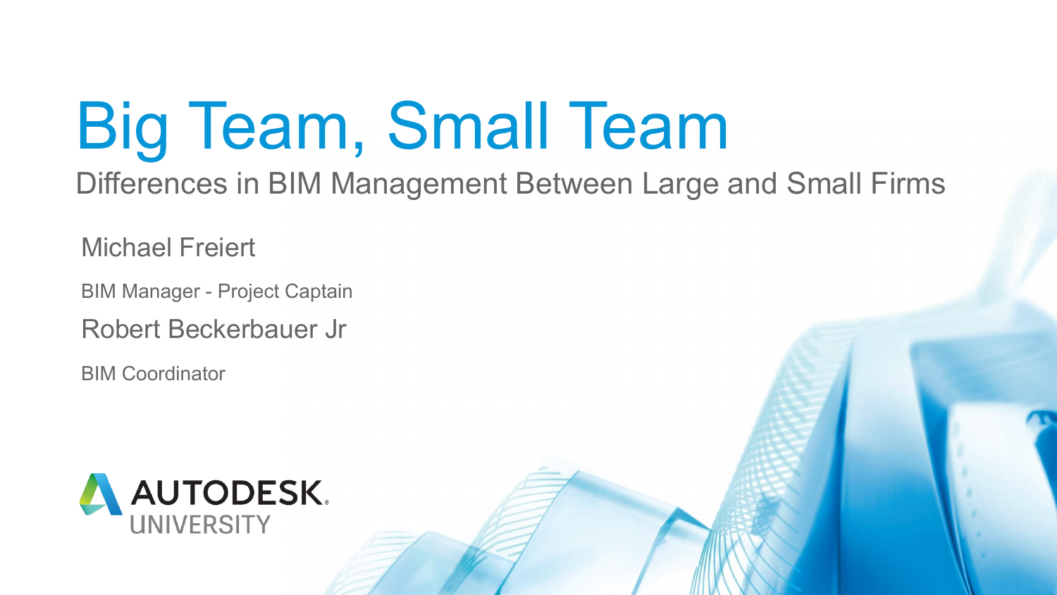# Big Team, Small Team

## Differences in BIM Management Between Large and Small Firms

Michael Freiert

BIM Manager - Project Captain

Robert Beckerbauer Jr

BIM Coordinator

AUTODESK UNIVERSITY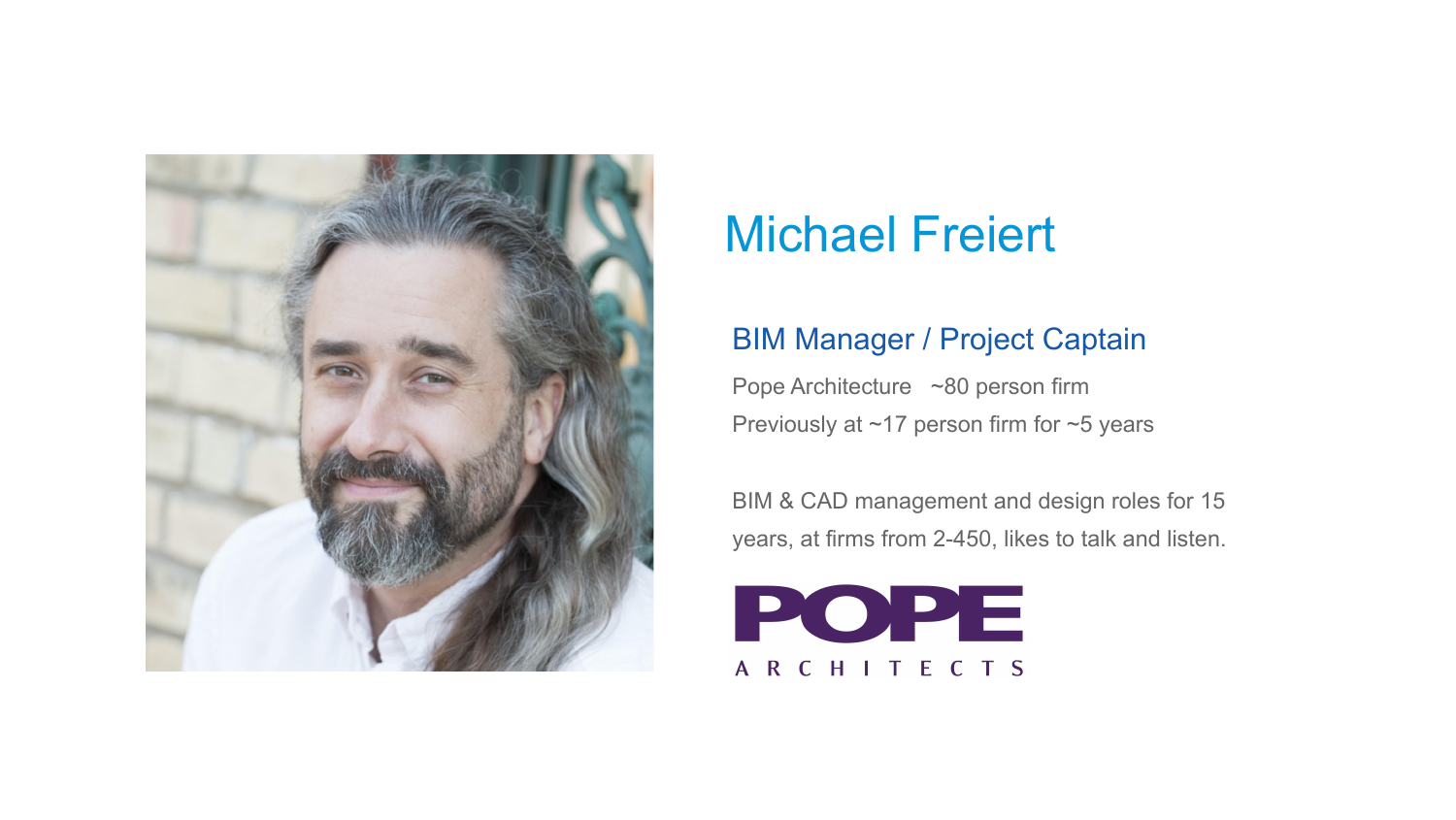# Michael Freiert

## BIM Manager / Project Captain

Pope Architecture ~80 person firm

Previously at ~17 person firm for ~5 years

BIM & CAD management and design roles for 15 years, at firms from 2-450, likes to talk and listen.

POPE ARCHITECTS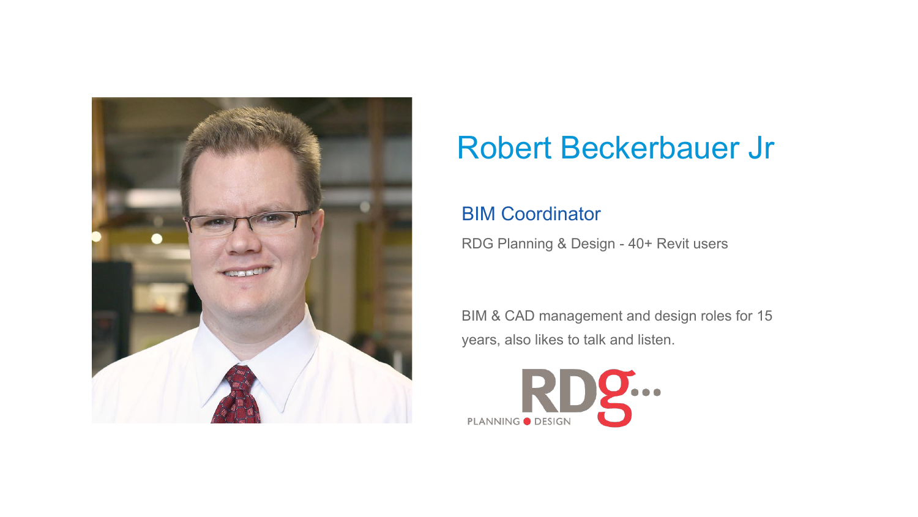# Robert Beckerbauer Jr

## BIM Coordinator

RDG Planning & Design - 40+ Revit users

BIM & CAD management and design roles for 15 years, also likes to talk and listen.

PLANNING ● DESIGN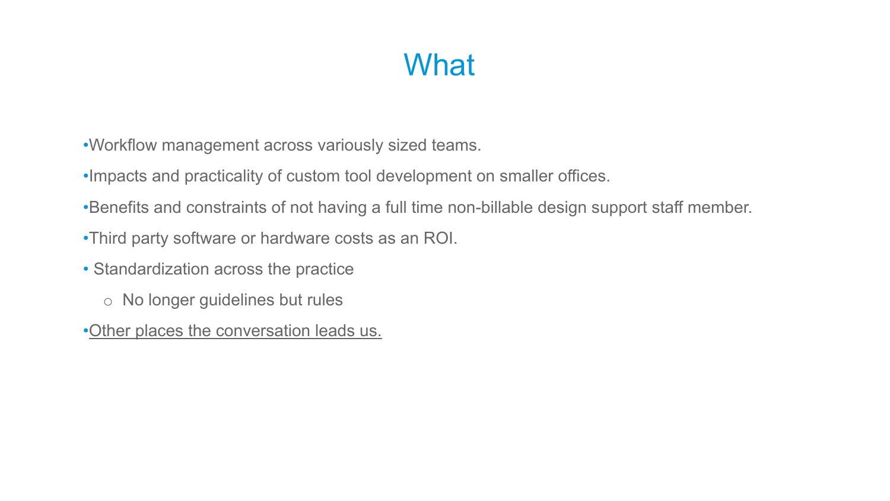# What

- Workflow management across variously sized teams.
- Impacts and practicality of custom tool development on smaller offices.
- Benefits and constraints of not having a full time non-billable design support staff member.
- Third party software or hardware costs as an ROI.
- Standardization across the practice
    - No longer guidelines but rules
- Other places the conversation leads us.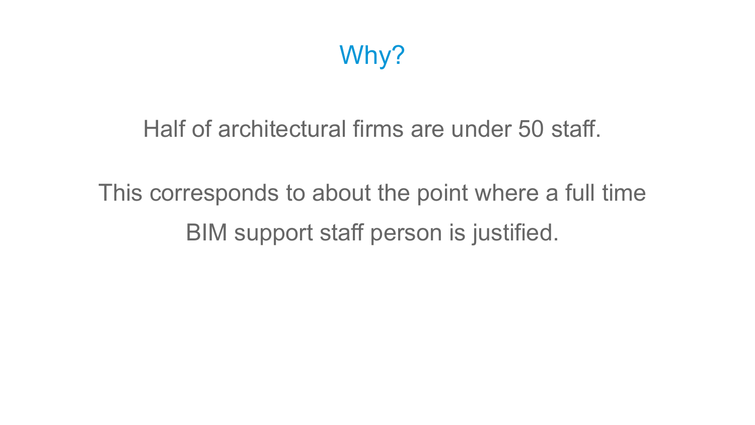# Why?

Half of architectural firms are under 50 staff.

This corresponds to about the point where a full time BIM support staff person is justified.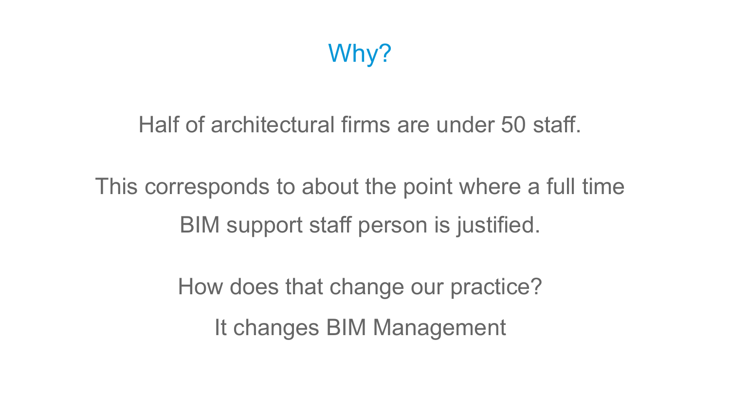# Why?

Half of architectural firms are under 50 staff.

This corresponds to about the point where a full time BIM support staff person is justified.

How does that change our practice?

It changes BIM Management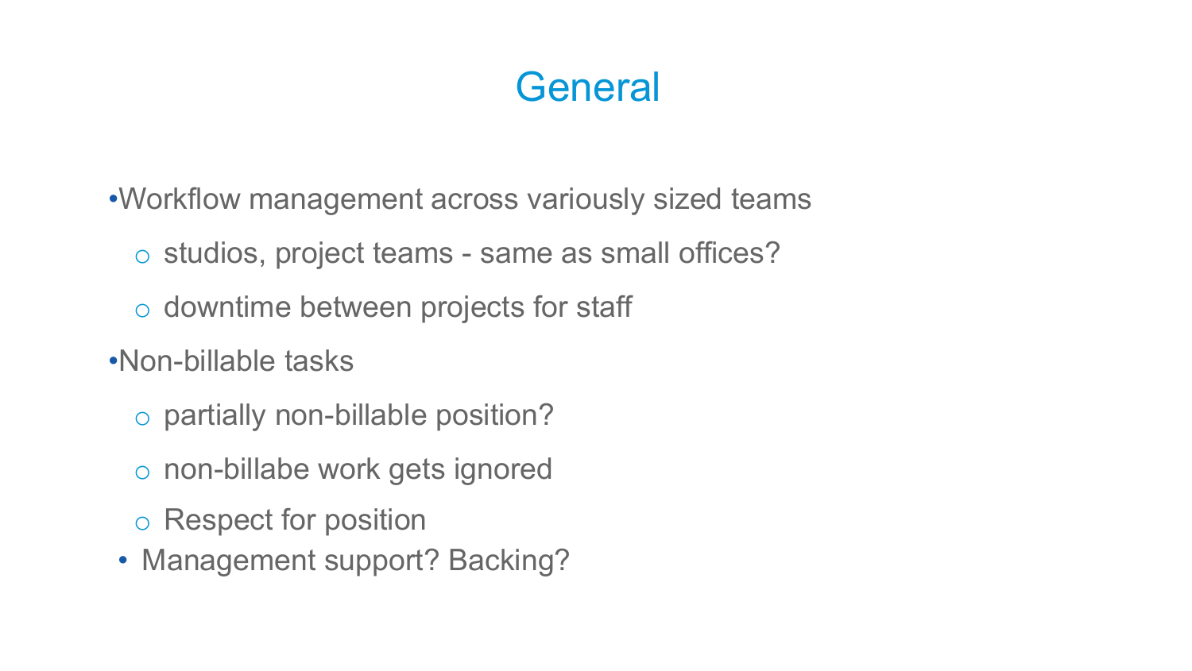# General

- Workflow management across variously sized teams
  - studios, project teams - same as small offices?
  - downtime between projects for staff
- Non-billable tasks
  - partially non-billable position?
  - non-billabe work gets ignored
  - Respect for position
- Management support? Backing?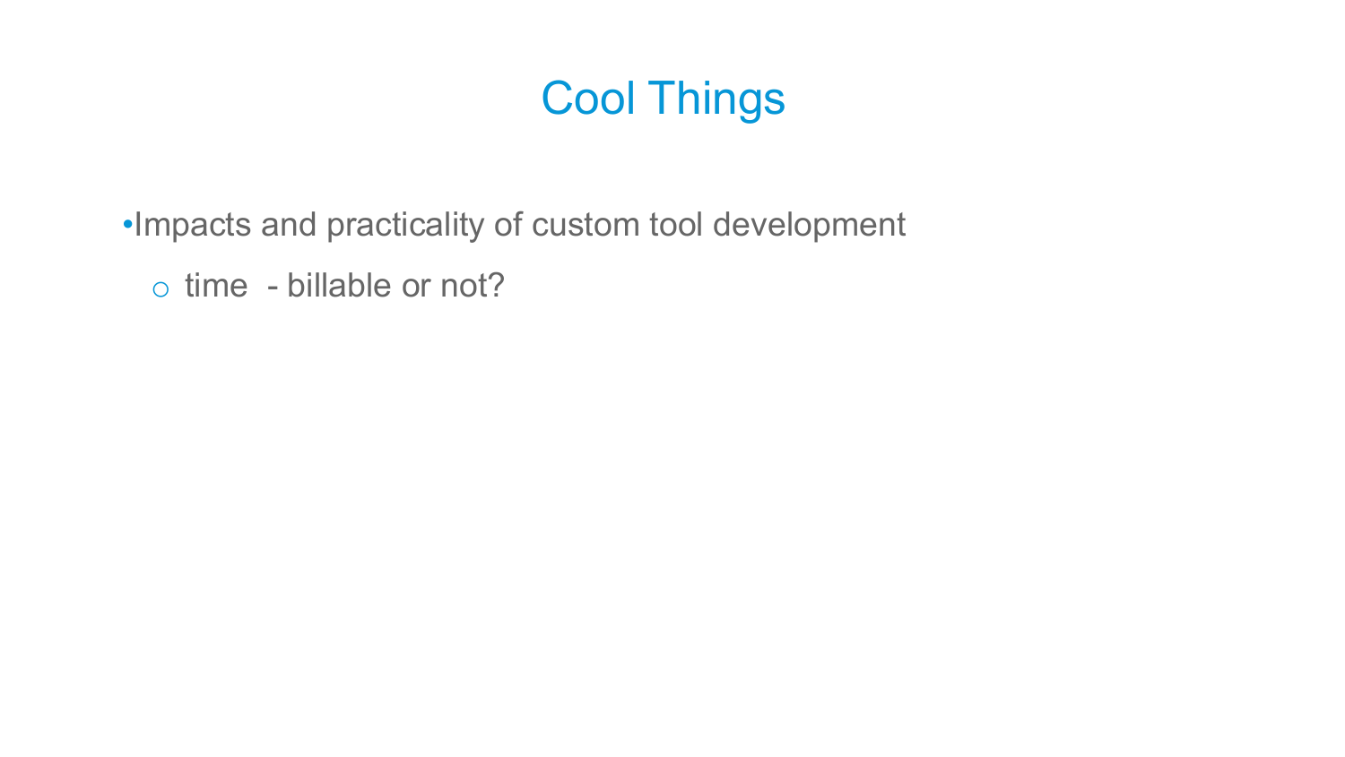# Cool Things

- Impacts and practicality of custom tool development
  - time - billable or not?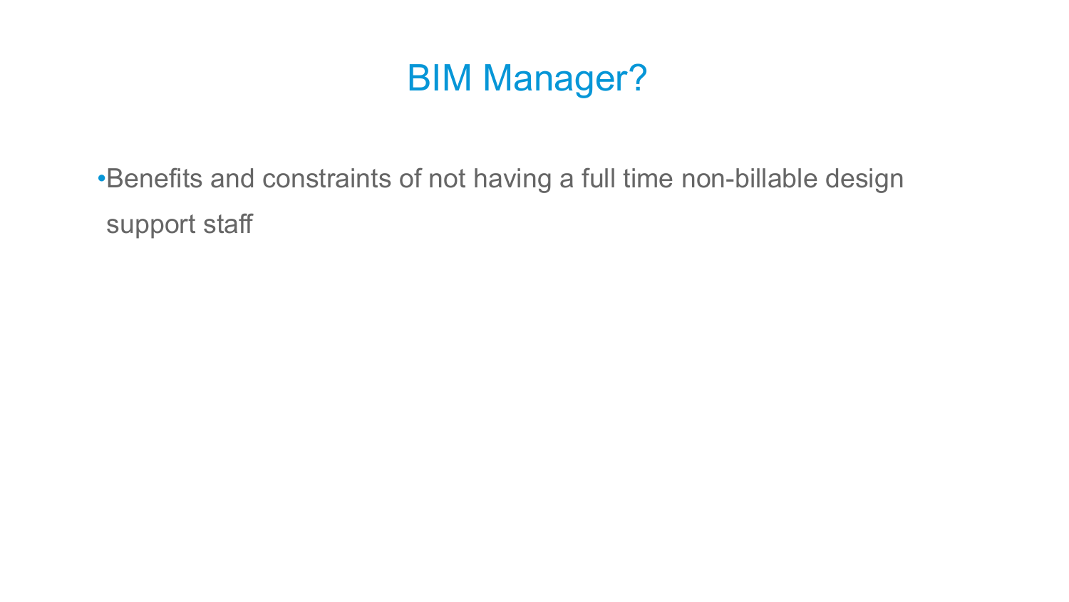# BIM Manager?

- Benefits and constraints of not having a full time non-billable design support staff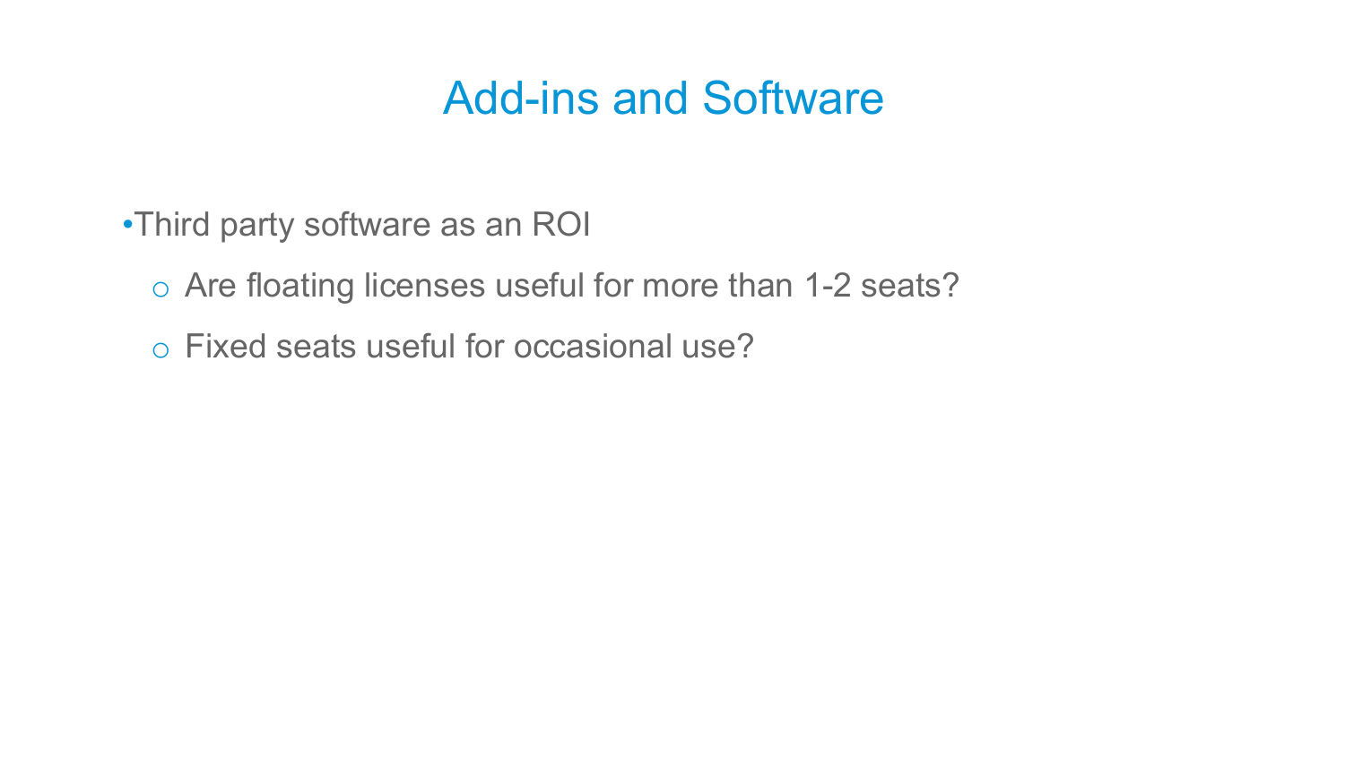# Add-ins and Software

- Third party software as an ROI
  - Are floating licenses useful for more than 1-2 seats?
  - Fixed seats useful for occasional use?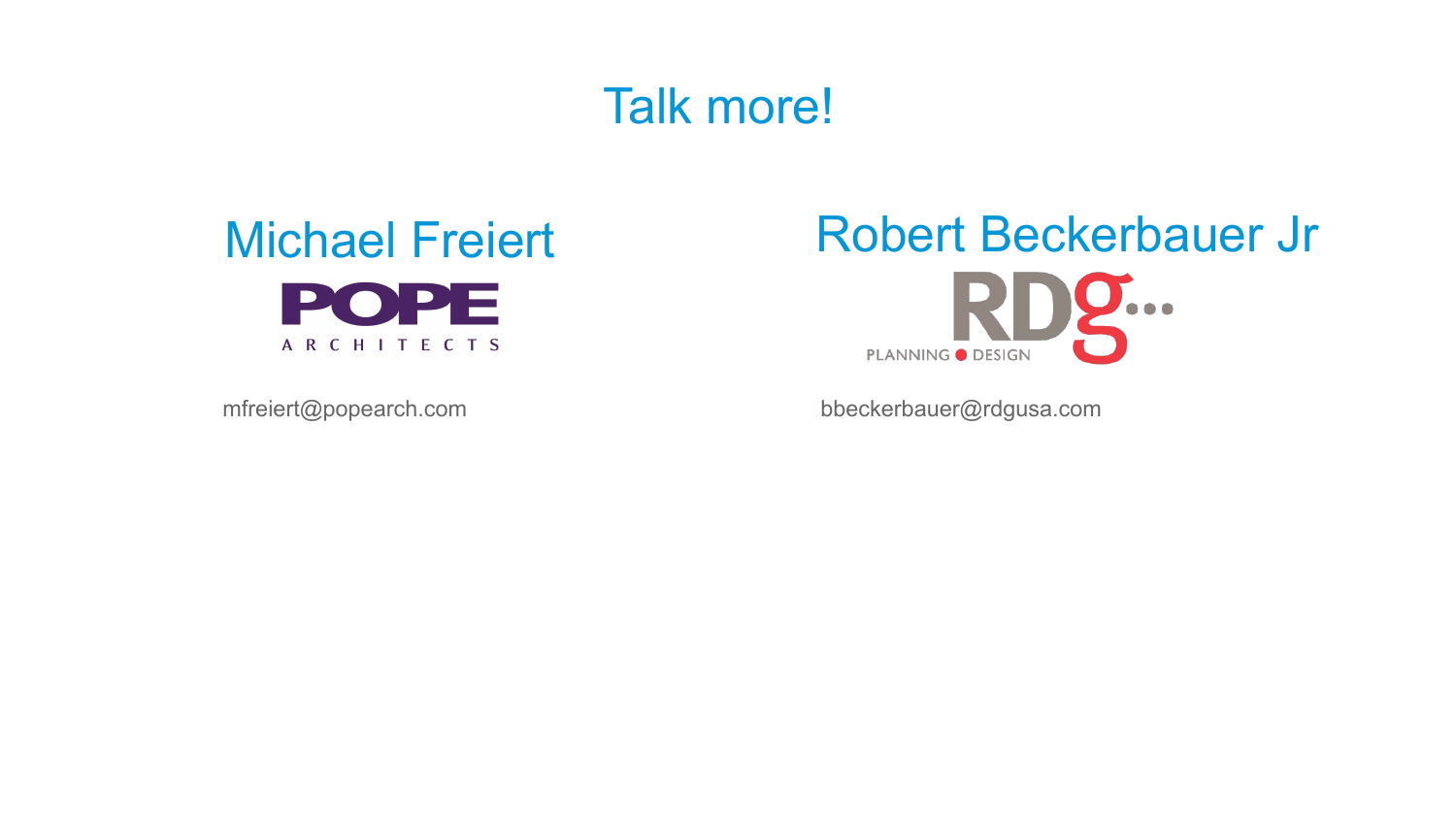# Talk more!

## Michael Freiert

POPE
ARCHITECTS

mfreiert@popearch.com

## Robert Beckerbauer Jr

RDG
PLANNING • DESIGN

bbeckerbauer@rdgusa.com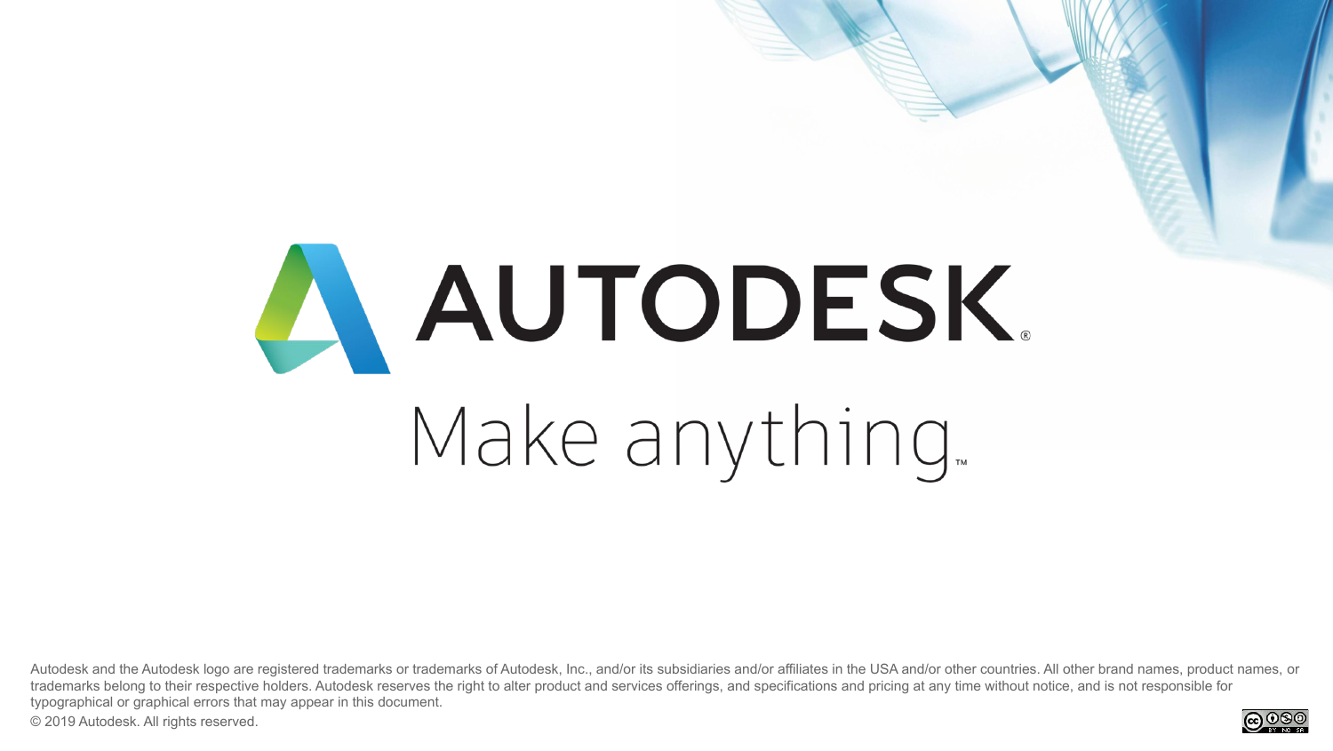AUTODESK®

Make anything™

Autodesk and the Autodesk logo are registered trademarks or trademarks of Autodesk, Inc., and/or its subsidiaries and/or affiliates in the USA and/or other countries. All other brand names, product names, or trademarks belong to their respective holders. Autodesk reserves the right to alter product and services offerings, and specifications and pricing at any time without notice, and is not responsible for typographical or graphical errors that may appear in this document.

© 2019 Autodesk. All rights reserved.